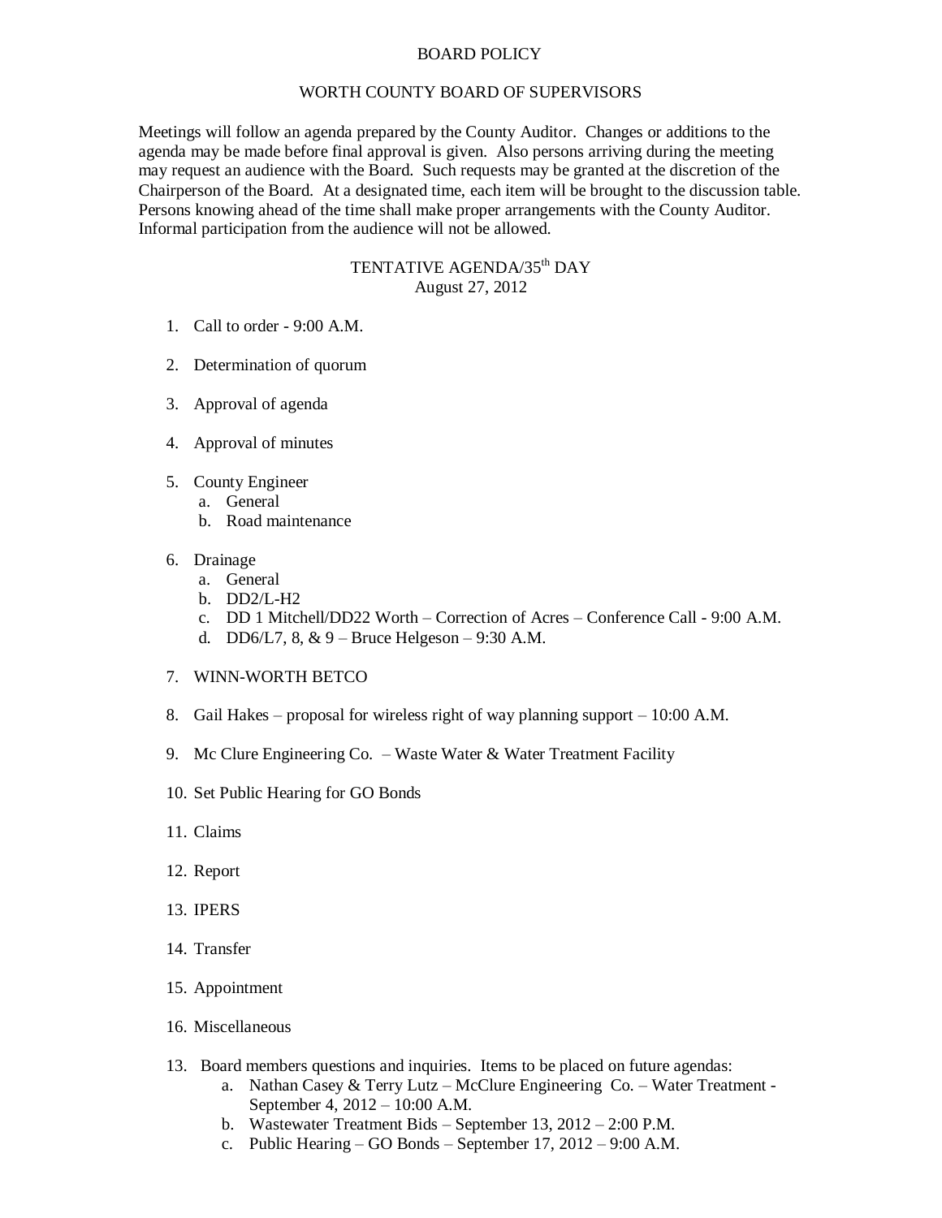# BOARD POLICY

## WORTH COUNTY BOARD OF SUPERVISORS

Meetings will follow an agenda prepared by the County Auditor. Changes or additions to the agenda may be made before final approval is given. Also persons arriving during the meeting may request an audience with the Board. Such requests may be granted at the discretion of the Chairperson of the Board. At a designated time, each item will be brought to the discussion table. Persons knowing ahead of the time shall make proper arrangements with the County Auditor. Informal participation from the audience will not be allowed.

### TENTATIVE AGENDA/35th DAY
August 27, 2012

1. Call to order - 9:00 A.M.

2. Determination of quorum

3. Approval of agenda

4. Approval of minutes

5. County Engineer
   a. General
   b. Road maintenance

6. Drainage
   a. General
   b. DD2/L-H2
   c. DD 1 Mitchell/DD22 Worth – Correction of Acres – Conference Call - 9:00 A.M.
   d. DD6/L7, 8, & 9 – Bruce Helgeson – 9:30 A.M.

7. WINN-WORTH BETCO

8. Gail Hakes – proposal for wireless right of way planning support – 10:00 A.M.

9. Mc Clure Engineering Co. – Waste Water & Water Treatment Facility

10. Set Public Hearing for GO Bonds

11. Claims

12. Report

13. IPERS

14. Transfer

15. Appointment

16. Miscellaneous

13. Board members questions and inquiries. Items to be placed on future agendas:
    a. Nathan Casey & Terry Lutz – McClure Engineering Co. – Water Treatment - September 4, 2012 – 10:00 A.M.
    b. Wastewater Treatment Bids – September 13, 2012 – 2:00 P.M.
    c. Public Hearing – GO Bonds – September 17, 2012 – 9:00 A.M.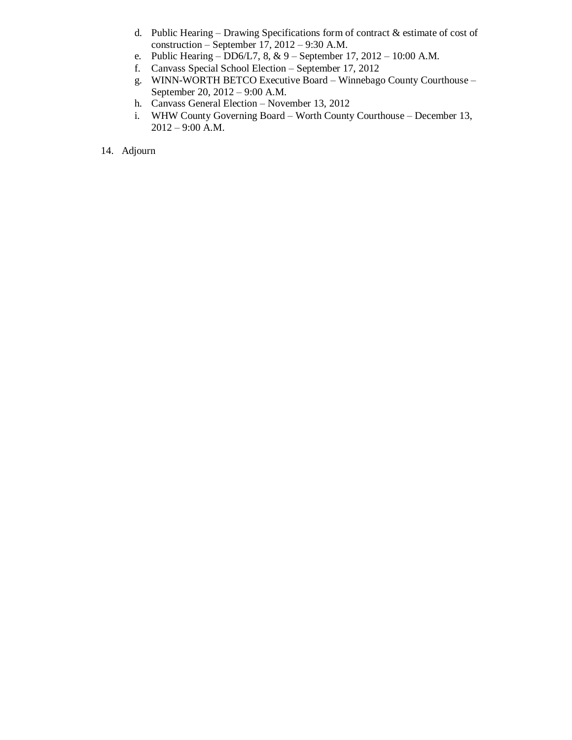d. Public Hearing – Drawing Specifications form of contract & estimate of cost of construction – September 17, 2012 – 9:30 A.M.
   e. Public Hearing – DD6/L7, 8, & 9 – September 17, 2012 – 10:00 A.M.
   f. Canvass Special School Election – September 17, 2012
   g. WINN-WORTH BETCO Executive Board – Winnebago County Courthouse – September 20, 2012 – 9:00 A.M.
   h. Canvass General Election – November 13, 2012
   i. WHW County Governing Board – Worth County Courthouse – December 13, 2012 – 9:00 A.M.

14. Adjourn